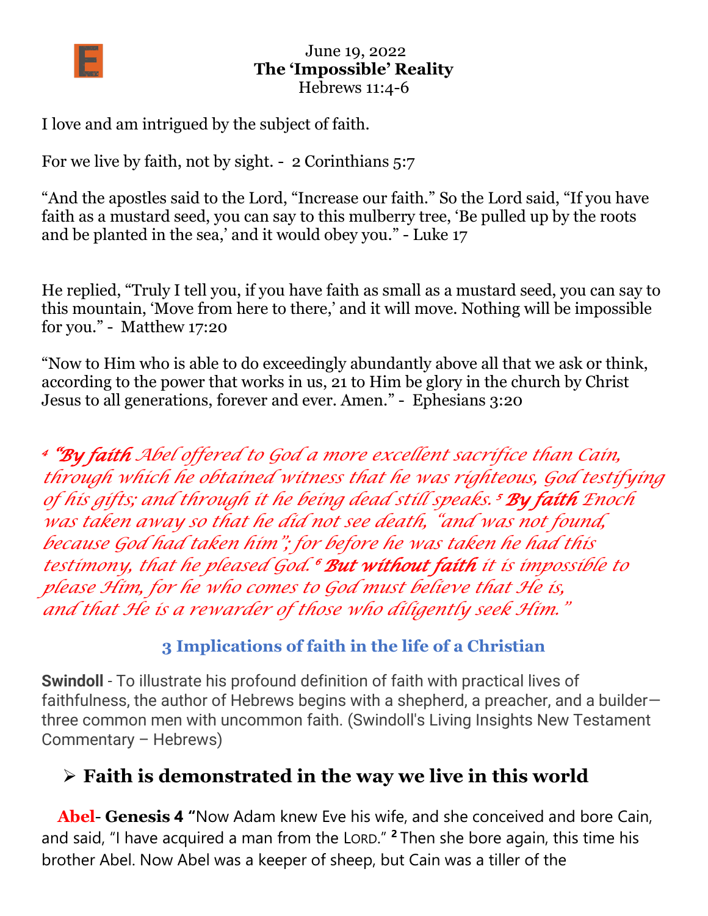June 19, 2022

**The 'Impossible' Reality**

Hebrews 11:4-6

I love and am intrigued by the subject of faith.

For we live by faith, not by sight. - 2 Corinthians 5:7

"And the apostles said to the Lord, "Increase our faith." So the Lord said, "If you have faith as a mustard seed, you can say to this mulberry tree, 'Be pulled up by the roots and be planted in the sea,' and it would obey you." - Luke 17

He replied, "Truly I tell you, if you have faith as small as a mustard seed, you can say to this mountain, 'Move from here to there,' and it will move. Nothing will be impossible for you." - Matthew 17:20

"Now to Him who is able to do exceedingly abundantly above all that we ask or think, according to the power that works in us, 21 to Him be glory in the church by Christ Jesus to all generations, forever and ever. Amen." - Ephesians 3:20

*4 "**By faith** Abel offered to God a more excellent sacrifice than Cain, through which he obtained witness that he was righteous, God testifying of his gifts; and through it he being dead still speaks. 5 **By faith** Enoch was taken away so that he did not see death, "and was not found, because God had taken him"; for before he was taken he had this testimony, that he pleased God. 6 **But without faith** it is impossible to please Him, for he who comes to God must believe that He is, and that He is a rewarder of those who diligently seek Him."*

## 3 Implications of faith in the life of a Christian

**Swindoll** - To illustrate his profound definition of faith with practical lives of faithfulness, the author of Hebrews begins with a shepherd, a preacher, and a builder—three common men with uncommon faith. (Swindoll's Living Insights New Testament Commentary – Hebrews)

## ➢ Faith is demonstrated in the way we live in this world

**Abel**- **Genesis 4 "**Now Adam knew Eve his wife, and she conceived and bore Cain, and said, "I have acquired a man from the LORD." **2** Then she bore again, this time his brother Abel. Now Abel was a keeper of sheep, but Cain was a tiller of the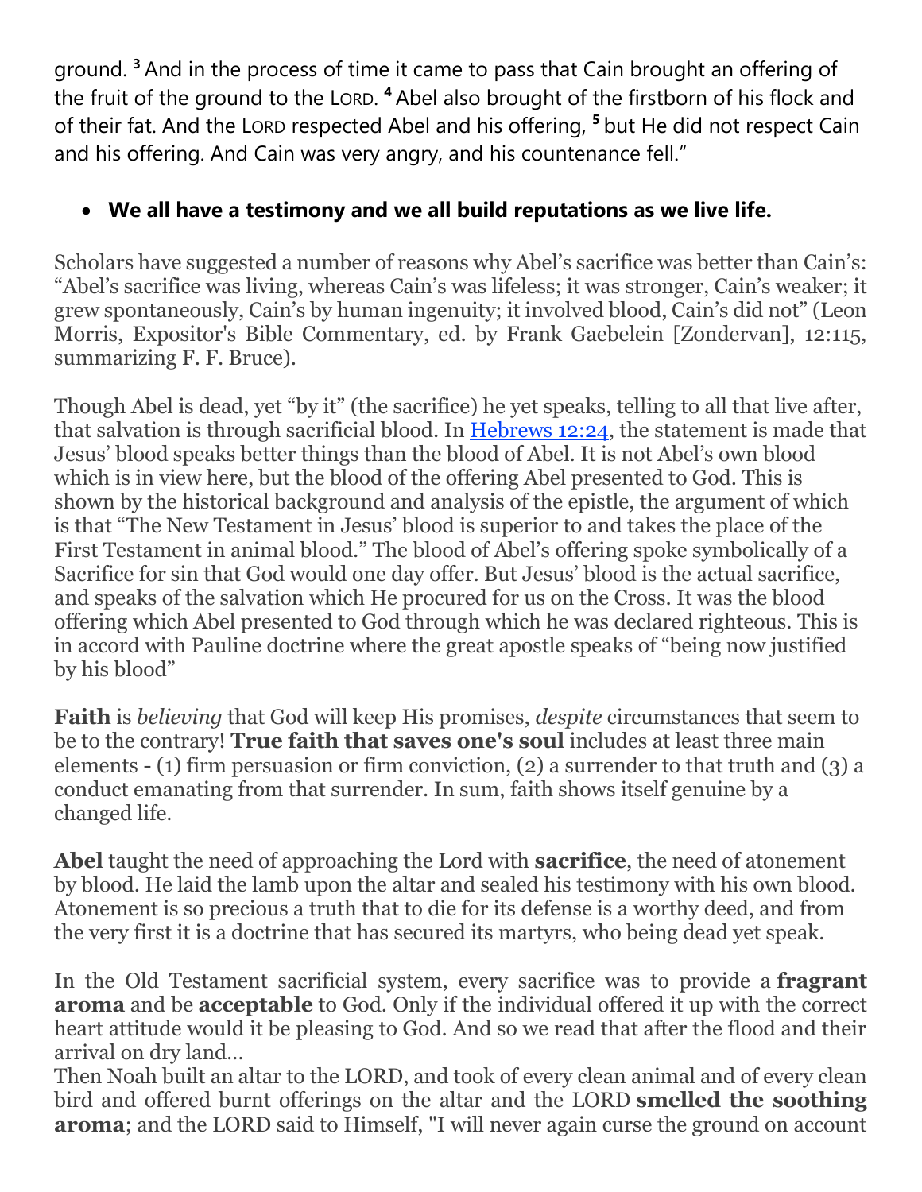ground. [3] And in the process of time it came to pass that Cain brought an offering of the fruit of the ground to the LORD. [4] Abel also brought of the firstborn of his flock and of their fat. And the LORD respected Abel and his offering, [5] but He did not respect Cain and his offering. And Cain was very angry, and his countenance fell."

- **We all have a testimony and we all build reputations as we live life.**

Scholars have suggested a number of reasons why Abel's sacrifice was better than Cain's: "Abel's sacrifice was living, whereas Cain's was lifeless; it was stronger, Cain's weaker; it grew spontaneously, Cain's by human ingenuity; it involved blood, Cain's did not" (Leon Morris, Expositor's Bible Commentary, ed. by Frank Gaebelein [Zondervan], 12:115, summarizing F. F. Bruce).

Though Abel is dead, yet "by it" (the sacrifice) he yet speaks, telling to all that live after, that salvation is through sacrificial blood. In Hebrews 12:24, the statement is made that Jesus' blood speaks better things than the blood of Abel. It is not Abel's own blood which is in view here, but the blood of the offering Abel presented to God. This is shown by the historical background and analysis of the epistle, the argument of which is that "The New Testament in Jesus' blood is superior to and takes the place of the First Testament in animal blood." The blood of Abel's offering spoke symbolically of a Sacrifice for sin that God would one day offer. But Jesus' blood is the actual sacrifice, and speaks of the salvation which He procured for us on the Cross. It was the blood offering which Abel presented to God through which he was declared righteous. This is in accord with Pauline doctrine where the great apostle speaks of "being now justified by his blood"

**Faith** is *believing* that God will keep His promises, *despite* circumstances that seem to be to the contrary! **True faith that saves one's soul** includes at least three main elements - (1) firm persuasion or firm conviction, (2) a surrender to that truth and (3) a conduct emanating from that surrender. In sum, faith shows itself genuine by a changed life.

**Abel** taught the need of approaching the Lord with **sacrifice**, the need of atonement by blood. He laid the lamb upon the altar and sealed his testimony with his own blood. Atonement is so precious a truth that to die for its defense is a worthy deed, and from the very first it is a doctrine that has secured its martyrs, who being dead yet speak.

In the Old Testament sacrificial system, every sacrifice was to provide a **fragrant aroma** and be **acceptable** to God. Only if the individual offered it up with the correct heart attitude would it be pleasing to God. And so we read that after the flood and their arrival on dry land...

Then Noah built an altar to the LORD, and took of every clean animal and of every clean bird and offered burnt offerings on the altar and the LORD **smelled the soothing aroma**; and the LORD said to Himself, "I will never again curse the ground on account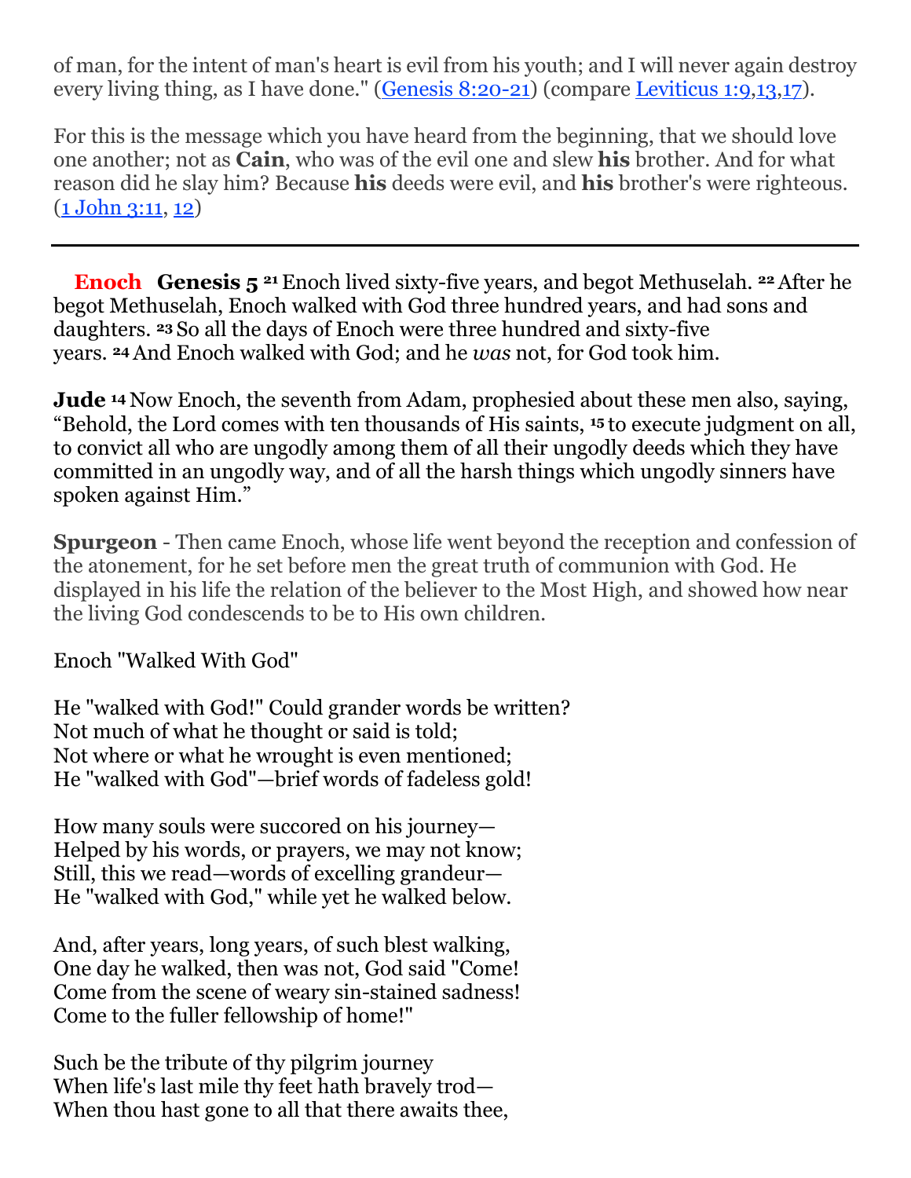of man, for the intent of man's heart is evil from his youth; and I will never again destroy every living thing, as I have done." (Genesis 8:20-21) (compare Leviticus 1:9,13,17).

For this is the message which you have heard from the beginning, that we should love one another; not as **Cain**, who was of the evil one and slew **his** brother. And for what reason did he slay him? Because **his** deeds were evil, and **his** brother's were righteous. (1 John 3:11, 12)

---

**Enoch** **Genesis 5** **21** Enoch lived sixty-five years, and begot Methuselah. **22** After he begot Methuselah, Enoch walked with God three hundred years, and had sons and daughters. **23** So all the days of Enoch were three hundred and sixty-five years. **24** And Enoch walked with God; and he *was* not, for God took him.

**Jude** **14** Now Enoch, the seventh from Adam, prophesied about these men also, saying, "Behold, the Lord comes with ten thousands of His saints, **15** to execute judgment on all, to convict all who are ungodly among them of all their ungodly deeds which they have committed in an ungodly way, and of all the harsh things which ungodly sinners have spoken against Him."

**Spurgeon** - Then came Enoch, whose life went beyond the reception and confession of the atonement, for he set before men the great truth of communion with God. He displayed in his life the relation of the believer to the Most High, and showed how near the living God condescends to be to His own children.

Enoch "Walked With God"

He "walked with God!" Could grander words be written?
Not much of what he thought or said is told;
Not where or what he wrought is even mentioned;
He "walked with God"—brief words of fadeless gold!

How many souls were succored on his journey—
Helped by his words, or prayers, we may not know;
Still, this we read—words of excelling grandeur—
He "walked with God," while yet he walked below.

And, after years, long years, of such blest walking,
One day he walked, then was not, God said "Come!
Come from the scene of weary sin-stained sadness!
Come to the fuller fellowship of home!"

Such be the tribute of thy pilgrim journey
When life's last mile thy feet hath bravely trod—
When thou hast gone to all that there awaits thee,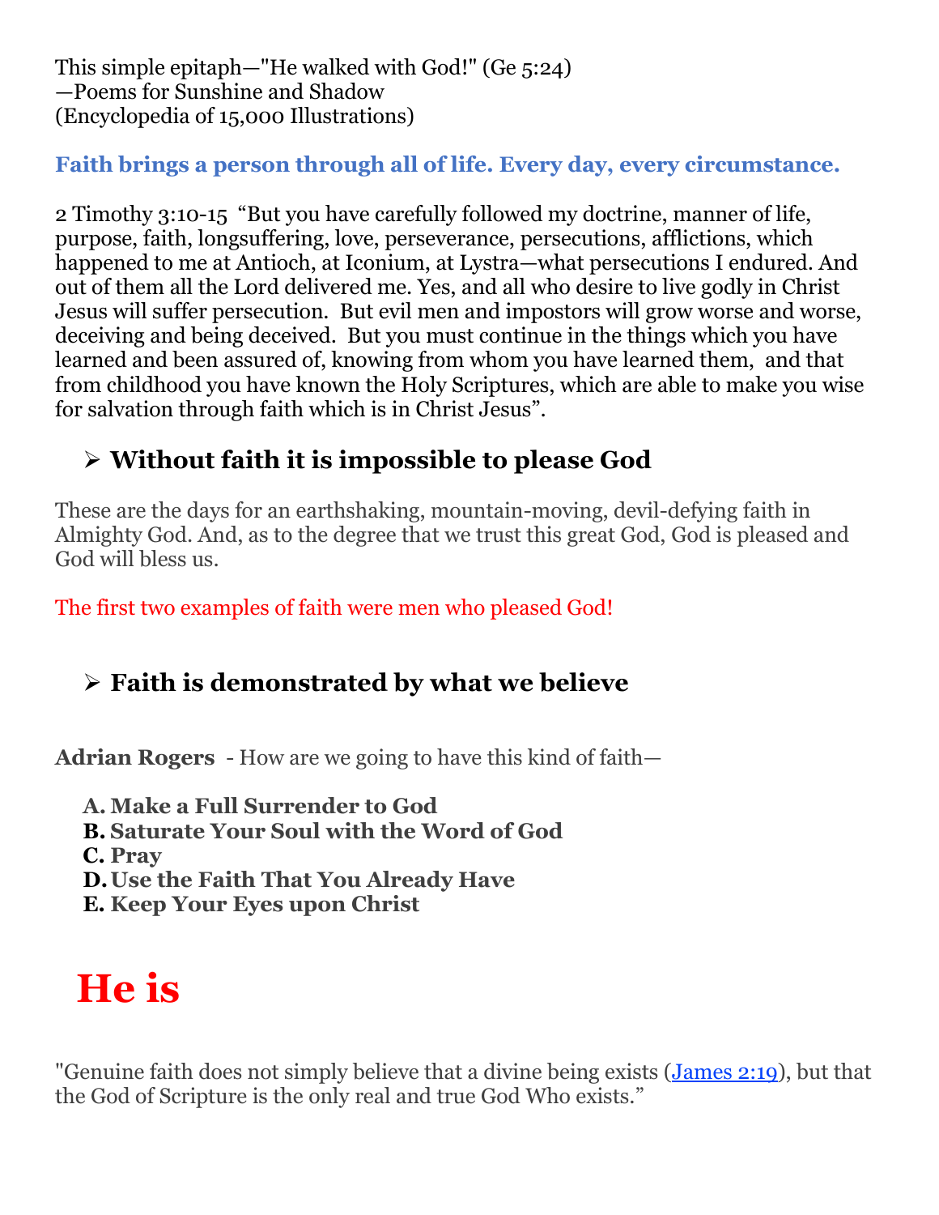This simple epitaph—"He walked with God!" (Ge 5:24)
—Poems for Sunshine and Shadow
(Encyclopedia of 15,000 Illustrations)

**Faith brings a person through all of life. Every day, every circumstance.**

2 Timothy 3:10-15 "But you have carefully followed my doctrine, manner of life, purpose, faith, longsuffering, love, perseverance, persecutions, afflictions, which happened to me at Antioch, at Iconium, at Lystra—what persecutions I endured. And out of them all the Lord delivered me. Yes, and all who desire to live godly in Christ Jesus will suffer persecution. But evil men and impostors will grow worse and worse, deceiving and being deceived. But you must continue in the things which you have learned and been assured of, knowing from whom you have learned them, and that from childhood you have known the Holy Scriptures, which are able to make you wise for salvation through faith which is in Christ Jesus".

- **Without faith it is impossible to please God**

These are the days for an earthshaking, mountain-moving, devil-defying faith in Almighty God. And, as to the degree that we trust this great God, God is pleased and God will bless us.

The first two examples of faith were men who pleased God!

- **Faith is demonstrated by what we believe**

**Adrian Rogers** - How are we going to have this kind of faith—

A. **Make a Full Surrender to God**
B. **Saturate Your Soul with the Word of God**
C. **Pray**
D. **Use the Faith That You Already Have**
E. **Keep Your Eyes upon Christ**

# He is

"Genuine faith does not simply believe that a divine being exists (James 2:19), but that the God of Scripture is the only real and true God Who exists."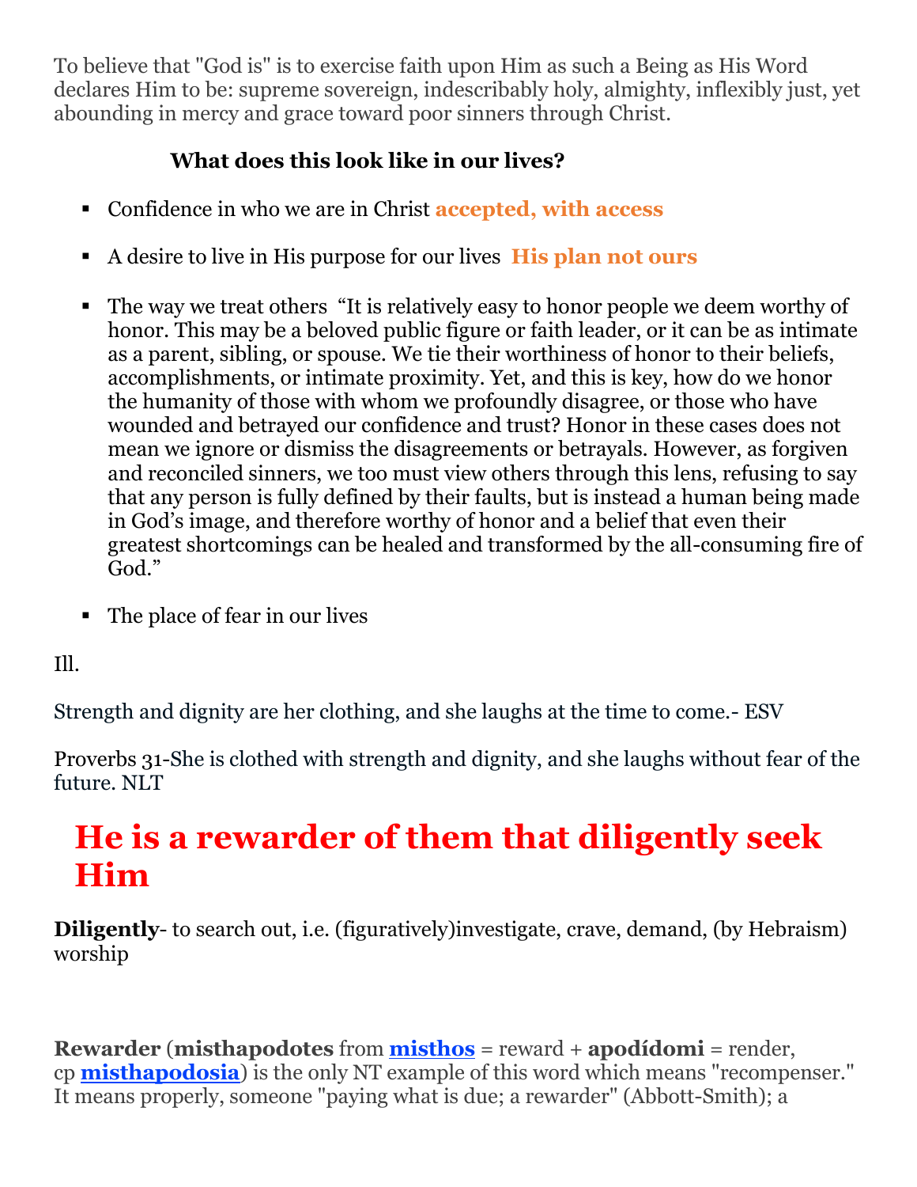To believe that "God is" is to exercise faith upon Him as such a Being as His Word declares Him to be: supreme sovereign, indescribably holy, almighty, inflexibly just, yet abounding in mercy and grace toward poor sinners through Christ.

**What does this look like in our lives?**

- Confidence in who we are in Christ **accepted, with access**
- A desire to live in His purpose for our lives **His plan not ours**
- The way we treat others "It is relatively easy to honor people we deem worthy of honor. This may be a beloved public figure or faith leader, or it can be as intimate as a parent, sibling, or spouse. We tie their worthiness of honor to their beliefs, accomplishments, or intimate proximity. Yet, and this is key, how do we honor the humanity of those with whom we profoundly disagree, or those who have wounded and betrayed our confidence and trust? Honor in these cases does not mean we ignore or dismiss the disagreements or betrayals. However, as forgiven and reconciled sinners, we too must view others through this lens, refusing to say that any person is fully defined by their faults, but is instead a human being made in God's image, and therefore worthy of honor and a belief that even their greatest shortcomings can be healed and transformed by the all-consuming fire of God."
- The place of fear in our lives

Ill.

Strength and dignity are her clothing, and she laughs at the time to come.- ESV

Proverbs 31-She is clothed with strength and dignity, and she laughs without fear of the future. NLT

# He is a rewarder of them that diligently seek Him

**Diligently**- to search out, i.e. (figuratively)investigate, crave, demand, (by Hebraism) worship

**Rewarder** (**misthapodotes** from **misthos** = reward + **apodídomi** = render, cp **misthapodosia**) is the only NT example of this word which means "recompenser." It means properly, someone "paying what is due; a rewarder" (Abbott-Smith); a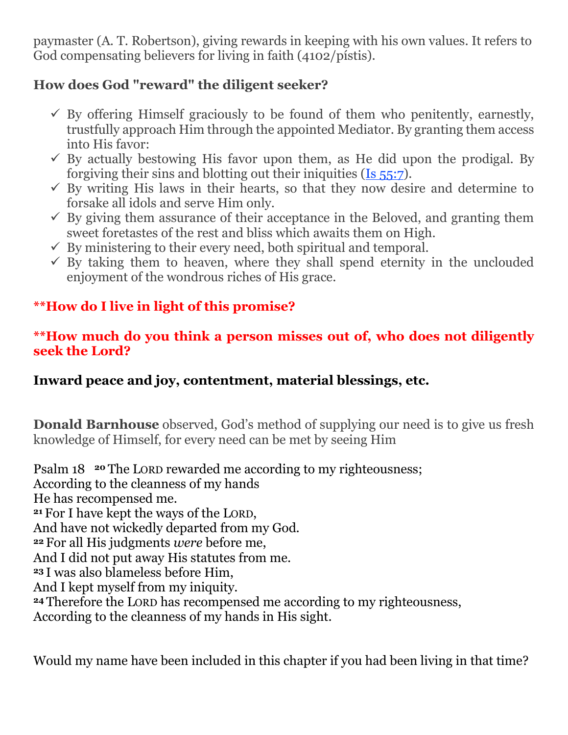paymaster (A. T. Robertson), giving rewards in keeping with his own values. It refers to God compensating believers for living in faith (4102/pístis).

### How does God "reward" the diligent seeker?

- ✓ By offering Himself graciously to be found of them who penitently, earnestly, trustfully approach Him through the appointed Mediator. By granting them access into His favor:
- ✓ By actually bestowing His favor upon them, as He did upon the prodigal. By forgiving their sins and blotting out their iniquities (Is 55:7).
- ✓ By writing His laws in their hearts, so that they now desire and determine to forsake all idols and serve Him only.
- ✓ By giving them assurance of their acceptance in the Beloved, and granting them sweet foretastes of the rest and bliss which awaits them on High.
- ✓ By ministering to their every need, both spiritual and temporal.
- ✓ By taking them to heaven, where they shall spend eternity in the unclouded enjoyment of the wondrous riches of His grace.

### **How do I live in light of this promise?

### **How much do you think a person misses out of, who does not diligently seek the Lord?

**Inward peace and joy, contentment, material blessings, etc.**

**Donald Barnhouse** observed, God's method of supplying our need is to give us fresh knowledge of Himself, for every need can be met by seeing Him

Psalm 18 **20** The LORD rewarded me according to my righteousness;
According to the cleanness of my hands
He has recompensed me.
**21** For I have kept the ways of the LORD,
And have not wickedly departed from my God.
**22** For all His judgments *were* before me,
And I did not put away His statutes from me.
**23** I was also blameless before Him,
And I kept myself from my iniquity.
**24** Therefore the LORD has recompensed me according to my righteousness,
According to the cleanness of my hands in His sight.

Would my name have been included in this chapter if you had been living in that time?